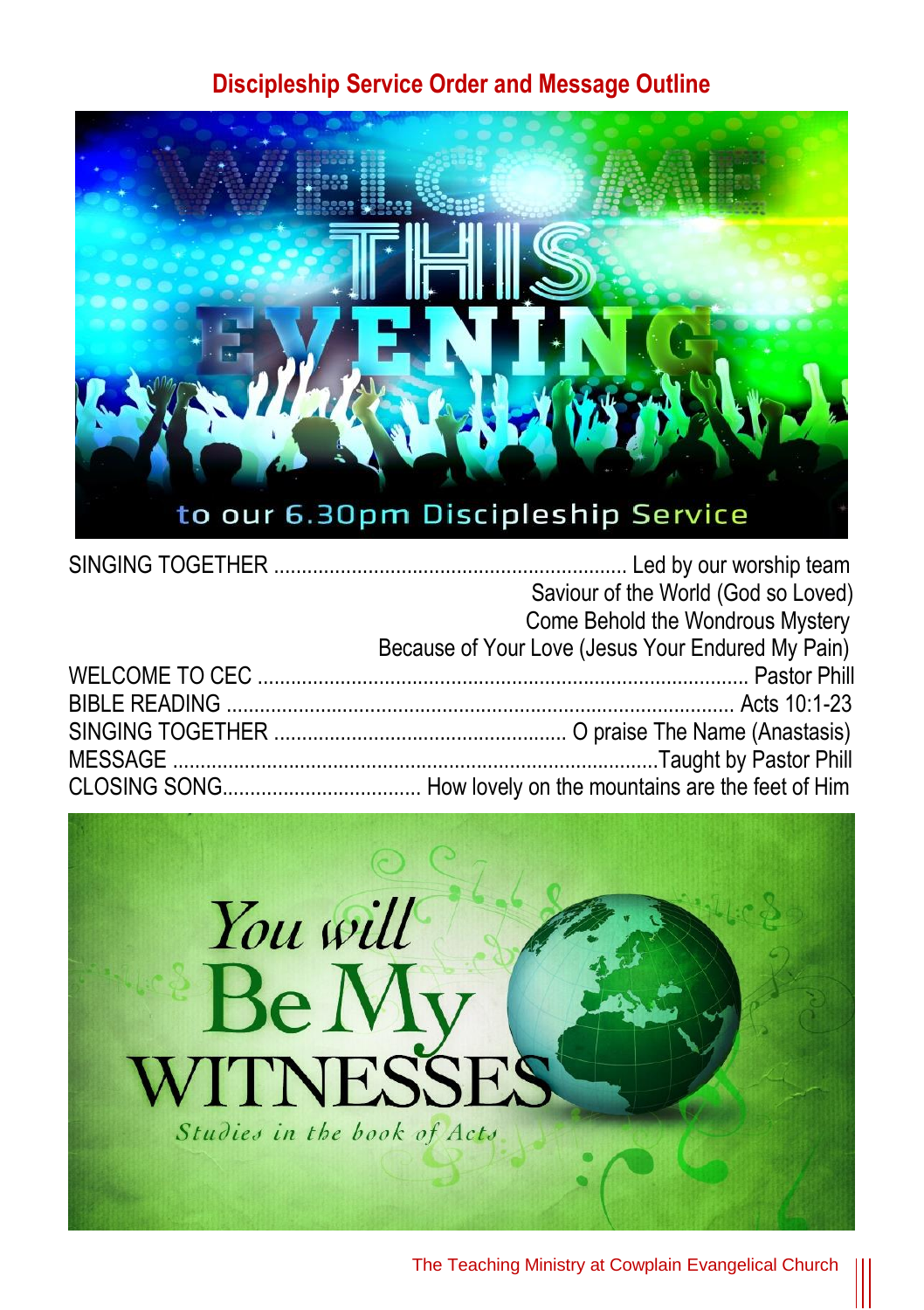## Discipleship Service Order and Message Outline

WELCOME THIS EVENING to our 6.30pm Discipleship Service

SINGING TOGETHER ............................................................... Led by our worship team
Saviour of the World (God so Loved)
Come Behold the Wondrous Mystery
Because of Your Love (Jesus Your Endured My Pain)

WELCOME TO CEC ........................................................................................ Pastor Phill

BIBLE READING ........................................................................................... Acts 10:1-23

SINGING TOGETHER .................................................... O praise The Name (Anastasis)

MESSAGE .......................................................................................Taught by Pastor Phill

CLOSING SONG.................................... How lovely on the mountains are the feet of Him

*You will* Be My WITNESSES

*Studies in the book of Acts*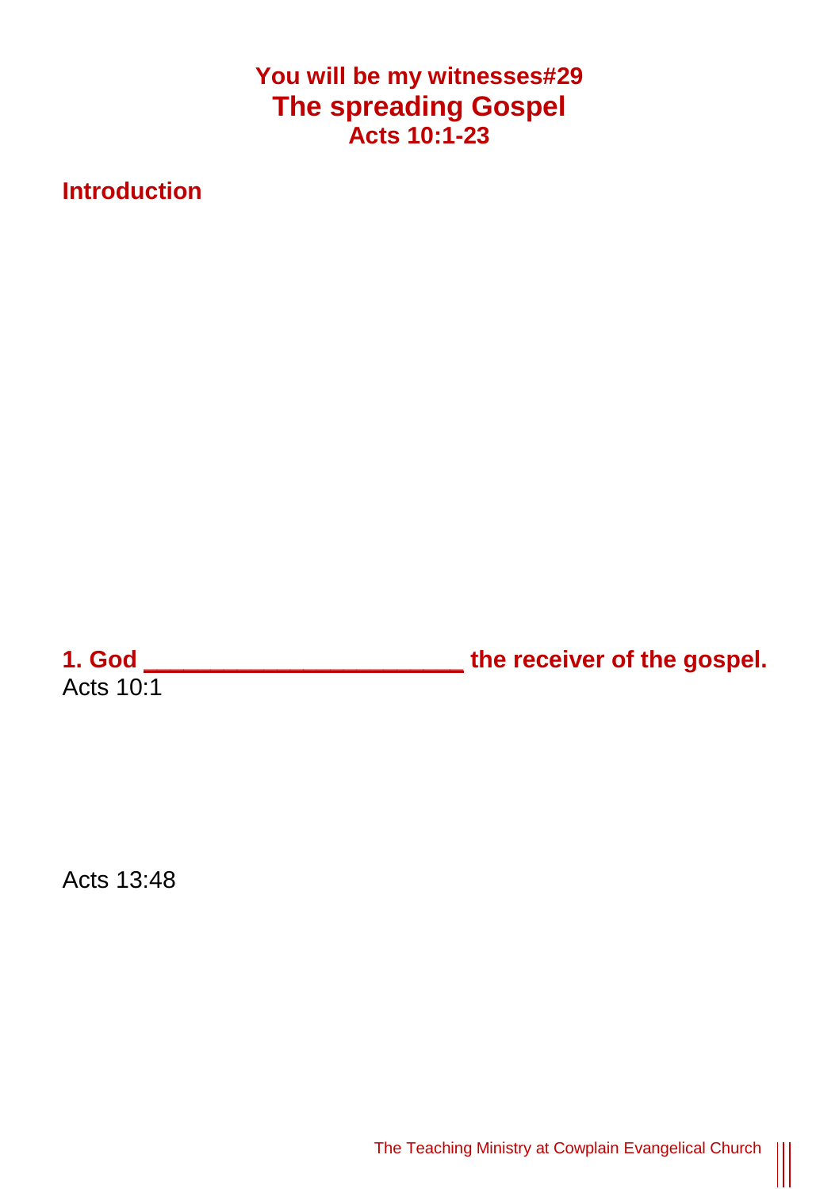# You will be my witnesses#29
# The spreading Gospel
### Acts 10:1-23

## Introduction

## 1. God ______________________ the receiver of the gospel.

Acts 10:1

Acts 13:48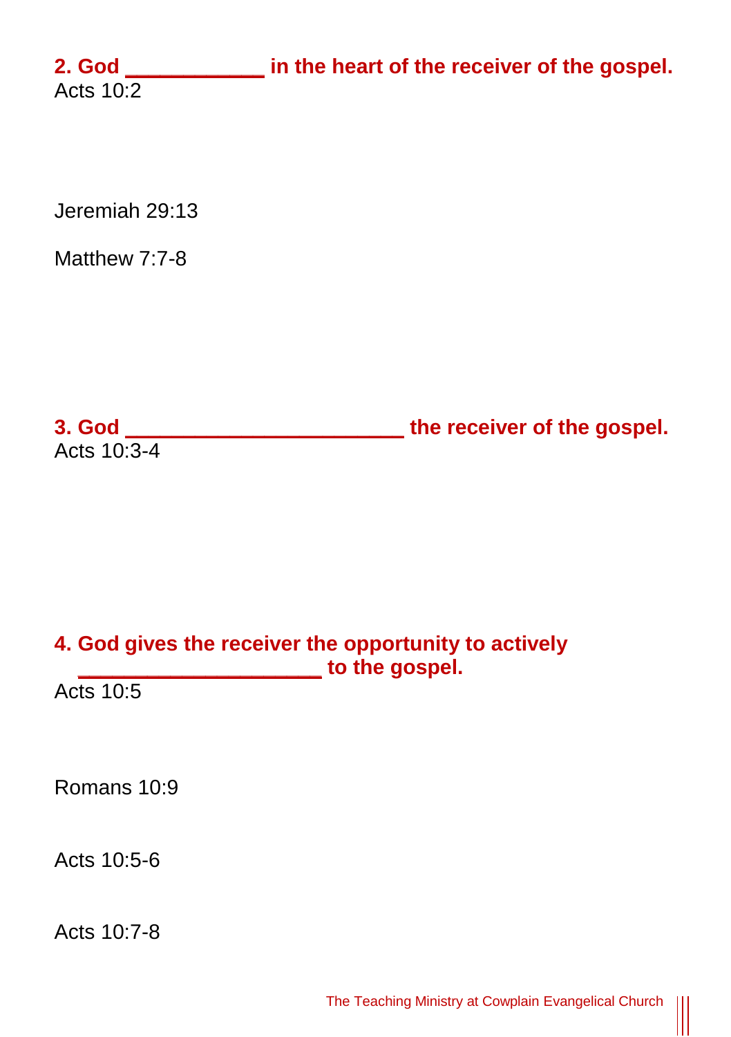**2. God ___________ in the heart of the receiver of the gospel.**

Acts 10:2

Jeremiah 29:13

Matthew 7:7-8

**3. God _______________________ the receiver of the gospel.**

Acts 10:3-4

**4. God gives the receiver the opportunity to actively ____________________ to the gospel.**

Acts 10:5

Romans 10:9

Acts 10:5-6

Acts 10:7-8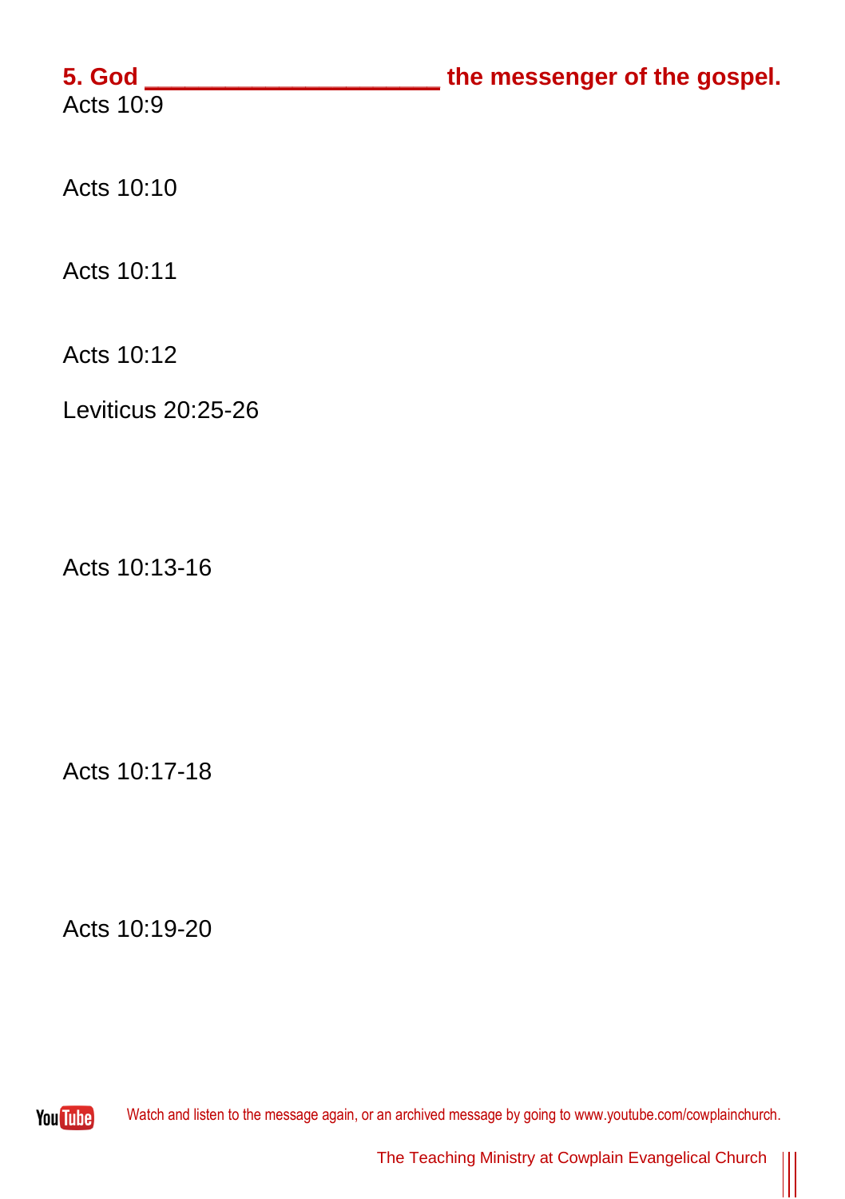**5. God ____________________ the messenger of the gospel.**

Acts 10:9

Acts 10:10

Acts 10:11

Acts 10:12

Leviticus 20:25-26

Acts 10:13-16

Acts 10:17-18

Acts 10:19-20

Watch and listen to the message again, or an archived message by going to www.youtube.com/cowplainchurch.